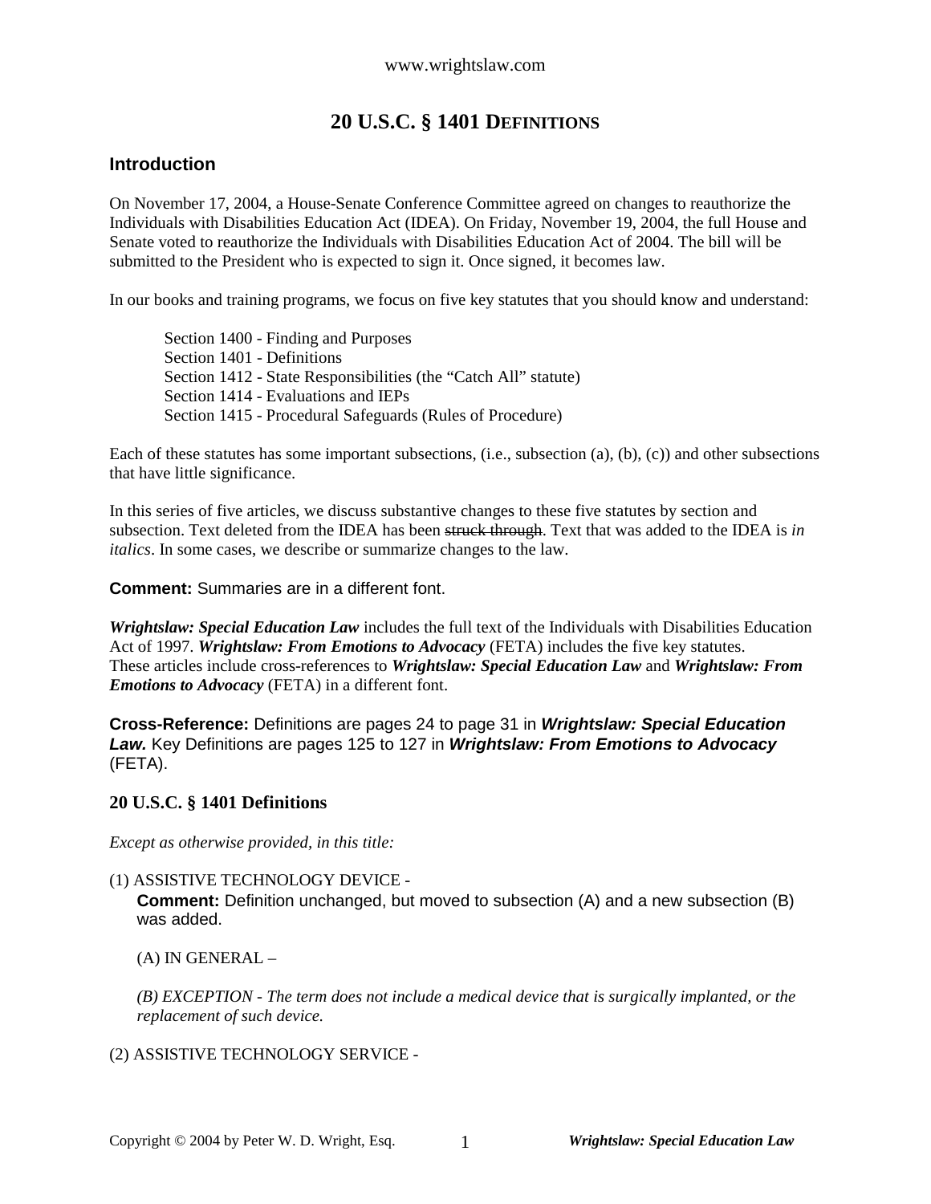# 20 U.S.C. § 1401 DEFINITIONS

## Introduction

On November 17, 2004, a House-Senate Conference Committee agreed on changes to reauthorize the Individuals with Disabilities Education Act (IDEA). On Friday, November 19, 2004, the full House and Senate voted to reauthorize the Individuals with Disabilities Education Act of 2004. The bill will be submitted to the President who is expected to sign it. Once signed, it becomes law.

In our books and training programs, we focus on five key statutes that you should know and understand:

> Section 1400 - Finding and Purposes
> Section 1401 - Definitions
> Section 1412 - State Responsibilities (the "Catch All" statute)
> Section 1414 - Evaluations and IEPs
> Section 1415 - Procedural Safeguards (Rules of Procedure)

Each of these statutes has some important subsections, (i.e., subsection (a), (b), (c)) and other subsections that have little significance.

In this series of five articles, we discuss substantive changes to these five statutes by section and subsection. Text deleted from the IDEA has been ~~struck through~~. Text that was added to the IDEA is *in italics*. In some cases, we describe or summarize changes to the law.

**Comment:** Summaries are in a different font.

***Wrightslaw: Special Education Law*** includes the full text of the Individuals with Disabilities Education Act of 1997. ***Wrightslaw: From Emotions to Advocacy*** (FETA) includes the five key statutes. These articles include cross-references to ***Wrightslaw: Special Education Law*** and ***Wrightslaw: From Emotions to Advocacy*** (FETA) in a different font.

**Cross-Reference:** Definitions are pages 24 to page 31 in ***Wrightslaw: Special Education Law.*** Key Definitions are pages 125 to 127 in ***Wrightslaw: From Emotions to Advocacy*** (FETA).

### 20 U.S.C. § 1401 Definitions

*Except as otherwise provided, in this title:*

(1) ASSISTIVE TECHNOLOGY DEVICE -

> **Comment:** Definition unchanged, but moved to subsection (A) and a new subsection (B) was added.
>
> (A) IN GENERAL –
>
> *(B) EXCEPTION - The term does not include a medical device that is surgically implanted, or the replacement of such device.*

(2) ASSISTIVE TECHNOLOGY SERVICE -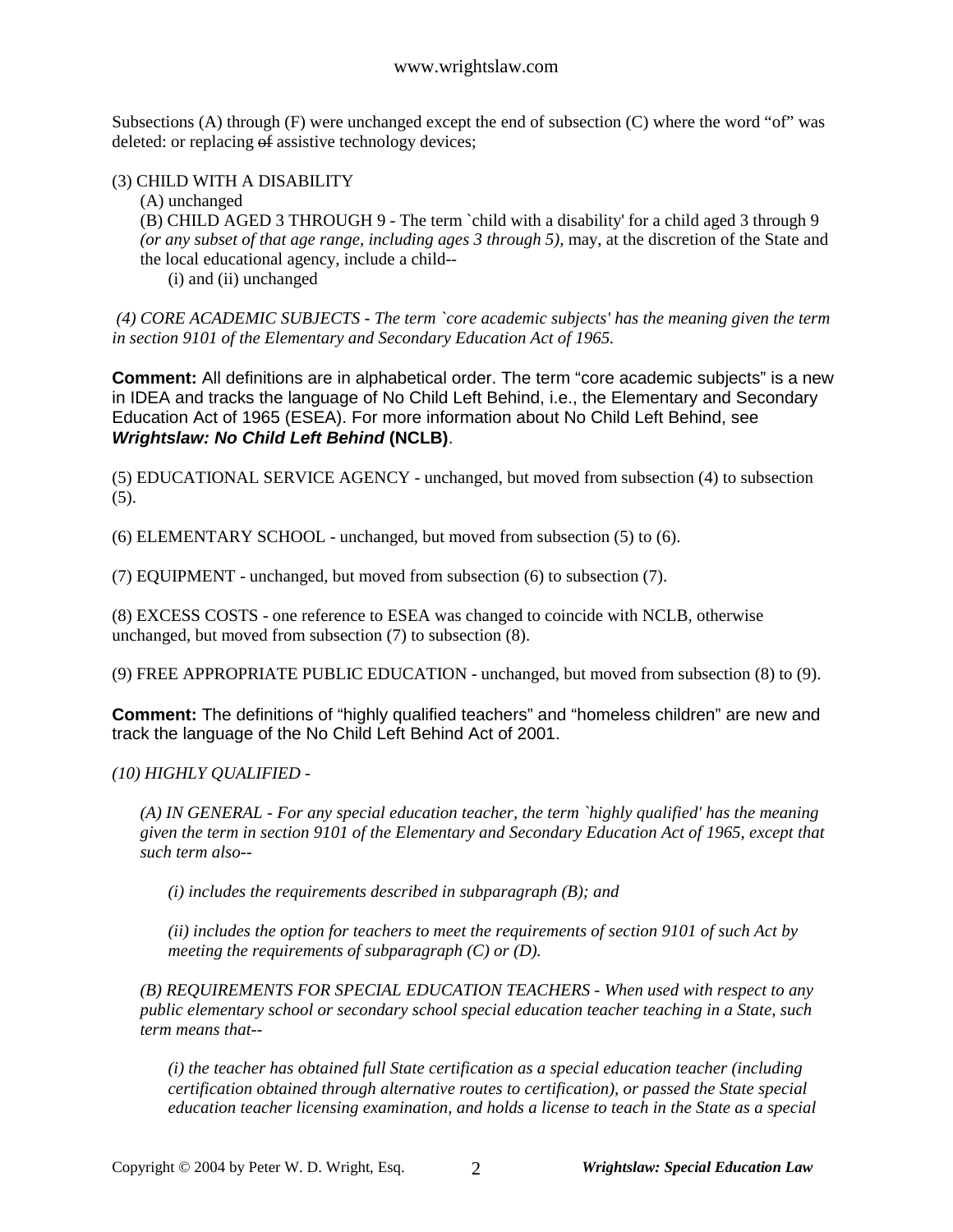Subsections (A) through (F) were unchanged except the end of subsection (C) where the word "of" was deleted: or replacing ~~of~~ assistive technology devices;

(3) CHILD WITH A DISABILITY

(A) unchanged

(B) CHILD AGED 3 THROUGH 9 - The term `child with a disability' for a child aged 3 through 9 *(or any subset of that age range, including ages 3 through 5)*, may, at the discretion of the State and the local educational agency, include a child--

(i) and (ii) unchanged

*(4) CORE ACADEMIC SUBJECTS - The term `core academic subjects' has the meaning given the term in section 9101 of the Elementary and Secondary Education Act of 1965.*

**Comment:** All definitions are in alphabetical order. The term "core academic subjects" is a new in IDEA and tracks the language of No Child Left Behind, i.e., the Elementary and Secondary Education Act of 1965 (ESEA). For more information about No Child Left Behind, see ***Wrightslaw: No Child Left Behind* (NCLB)**.

(5) EDUCATIONAL SERVICE AGENCY - unchanged, but moved from subsection (4) to subsection (5).

(6) ELEMENTARY SCHOOL - unchanged, but moved from subsection (5) to (6).

(7) EQUIPMENT - unchanged, but moved from subsection (6) to subsection (7).

(8) EXCESS COSTS - one reference to ESEA was changed to coincide with NCLB, otherwise unchanged, but moved from subsection (7) to subsection (8).

(9) FREE APPROPRIATE PUBLIC EDUCATION - unchanged, but moved from subsection (8) to (9).

**Comment:** The definitions of "highly qualified teachers" and "homeless children" are new and track the language of the No Child Left Behind Act of 2001.

*(10) HIGHLY QUALIFIED -*

*(A) IN GENERAL - For any special education teacher, the term `highly qualified' has the meaning given the term in section 9101 of the Elementary and Secondary Education Act of 1965, except that such term also--*

*(i) includes the requirements described in subparagraph (B); and*

*(ii) includes the option for teachers to meet the requirements of section 9101 of such Act by meeting the requirements of subparagraph (C) or (D).*

*(B) REQUIREMENTS FOR SPECIAL EDUCATION TEACHERS - When used with respect to any public elementary school or secondary school special education teacher teaching in a State, such term means that--*

*(i) the teacher has obtained full State certification as a special education teacher (including certification obtained through alternative routes to certification), or passed the State special education teacher licensing examination, and holds a license to teach in the State as a special*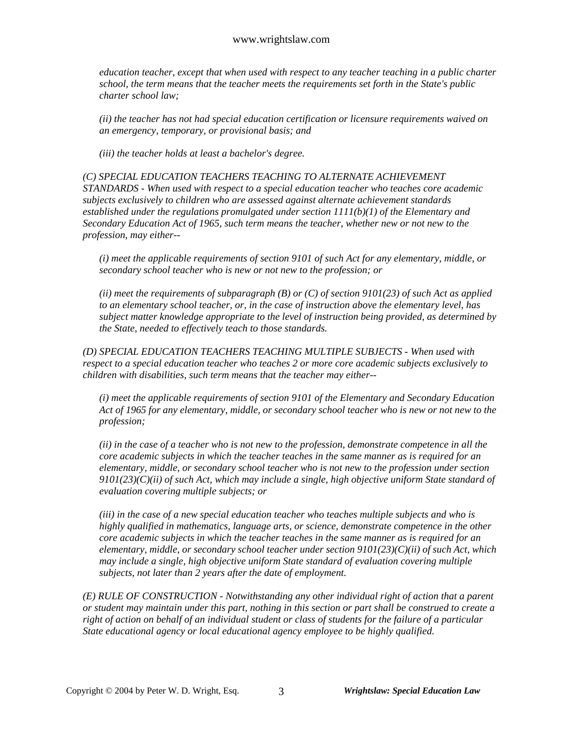*education teacher, except that when used with respect to any teacher teaching in a public charter school, the term means that the teacher meets the requirements set forth in the State's public charter school law;*

*(ii) the teacher has not had special education certification or licensure requirements waived on an emergency, temporary, or provisional basis; and*

*(iii) the teacher holds at least a bachelor's degree.*

*(C) SPECIAL EDUCATION TEACHERS TEACHING TO ALTERNATE ACHIEVEMENT STANDARDS - When used with respect to a special education teacher who teaches core academic subjects exclusively to children who are assessed against alternate achievement standards established under the regulations promulgated under section 1111(b)(1) of the Elementary and Secondary Education Act of 1965, such term means the teacher, whether new or not new to the profession, may either--*

*(i) meet the applicable requirements of section 9101 of such Act for any elementary, middle, or secondary school teacher who is new or not new to the profession; or*

*(ii) meet the requirements of subparagraph (B) or (C) of section 9101(23) of such Act as applied to an elementary school teacher, or, in the case of instruction above the elementary level, has subject matter knowledge appropriate to the level of instruction being provided, as determined by the State, needed to effectively teach to those standards.*

*(D) SPECIAL EDUCATION TEACHERS TEACHING MULTIPLE SUBJECTS - When used with respect to a special education teacher who teaches 2 or more core academic subjects exclusively to children with disabilities, such term means that the teacher may either--*

*(i) meet the applicable requirements of section 9101 of the Elementary and Secondary Education Act of 1965 for any elementary, middle, or secondary school teacher who is new or not new to the profession;*

*(ii) in the case of a teacher who is not new to the profession, demonstrate competence in all the core academic subjects in which the teacher teaches in the same manner as is required for an elementary, middle, or secondary school teacher who is not new to the profession under section 9101(23)(C)(ii) of such Act, which may include a single, high objective uniform State standard of evaluation covering multiple subjects; or*

*(iii) in the case of a new special education teacher who teaches multiple subjects and who is highly qualified in mathematics, language arts, or science, demonstrate competence in the other core academic subjects in which the teacher teaches in the same manner as is required for an elementary, middle, or secondary school teacher under section 9101(23)(C)(ii) of such Act, which may include a single, high objective uniform State standard of evaluation covering multiple subjects, not later than 2 years after the date of employment.*

*(E) RULE OF CONSTRUCTION - Notwithstanding any other individual right of action that a parent or student may maintain under this part, nothing in this section or part shall be construed to create a right of action on behalf of an individual student or class of students for the failure of a particular State educational agency or local educational agency employee to be highly qualified.*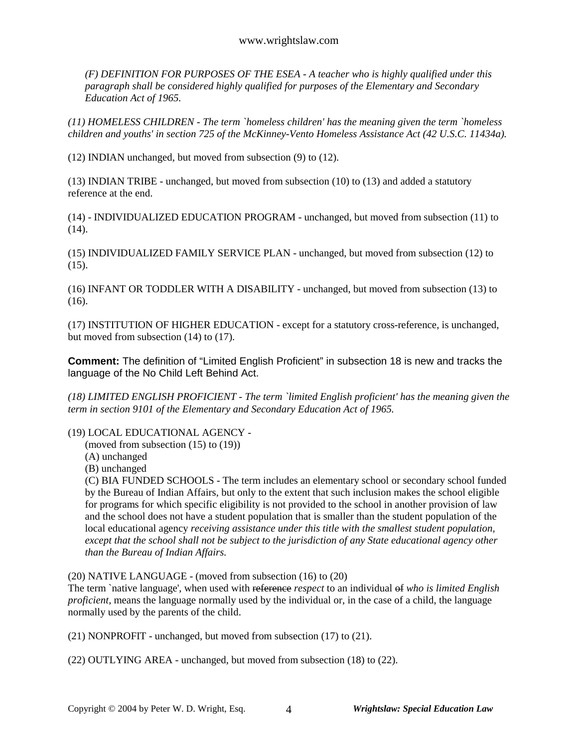*(F) DEFINITION FOR PURPOSES OF THE ESEA - A teacher who is highly qualified under this paragraph shall be considered highly qualified for purposes of the Elementary and Secondary Education Act of 1965.*

*(11) HOMELESS CHILDREN - The term `homeless children' has the meaning given the term `homeless children and youths' in section 725 of the McKinney-Vento Homeless Assistance Act (42 U.S.C. 11434a).*

(12) INDIAN unchanged, but moved from subsection (9) to (12).

(13) INDIAN TRIBE - unchanged, but moved from subsection (10) to (13) and added a statutory reference at the end.

(14) - INDIVIDUALIZED EDUCATION PROGRAM - unchanged, but moved from subsection (11) to (14).

(15) INDIVIDUALIZED FAMILY SERVICE PLAN - unchanged, but moved from subsection (12) to (15).

(16) INFANT OR TODDLER WITH A DISABILITY - unchanged, but moved from subsection (13) to (16).

(17) INSTITUTION OF HIGHER EDUCATION - except for a statutory cross-reference, is unchanged, but moved from subsection (14) to (17).

**Comment:** The definition of "Limited English Proficient" in subsection 18 is new and tracks the language of the No Child Left Behind Act.

*(18) LIMITED ENGLISH PROFICIENT - The term `limited English proficient' has the meaning given the term in section 9101 of the Elementary and Secondary Education Act of 1965.*

(19) LOCAL EDUCATIONAL AGENCY -

(moved from subsection (15) to (19))

(A) unchanged

(B) unchanged

(C) BIA FUNDED SCHOOLS - The term includes an elementary school or secondary school funded by the Bureau of Indian Affairs, but only to the extent that such inclusion makes the school eligible for programs for which specific eligibility is not provided to the school in another provision of law and the school does not have a student population that is smaller than the student population of the local educational agency *receiving assistance under this title with the smallest student population, except that the school shall not be subject to the jurisdiction of any State educational agency other than the Bureau of Indian Affairs.*

(20) NATIVE LANGUAGE - (moved from subsection (16) to (20)

The term `native language', when used with ~~reference~~ *respect* to an individual ~~of~~ *who is limited English proficient*, means the language normally used by the individual or, in the case of a child, the language normally used by the parents of the child.

(21) NONPROFIT - unchanged, but moved from subsection (17) to (21).

(22) OUTLYING AREA - unchanged, but moved from subsection (18) to (22).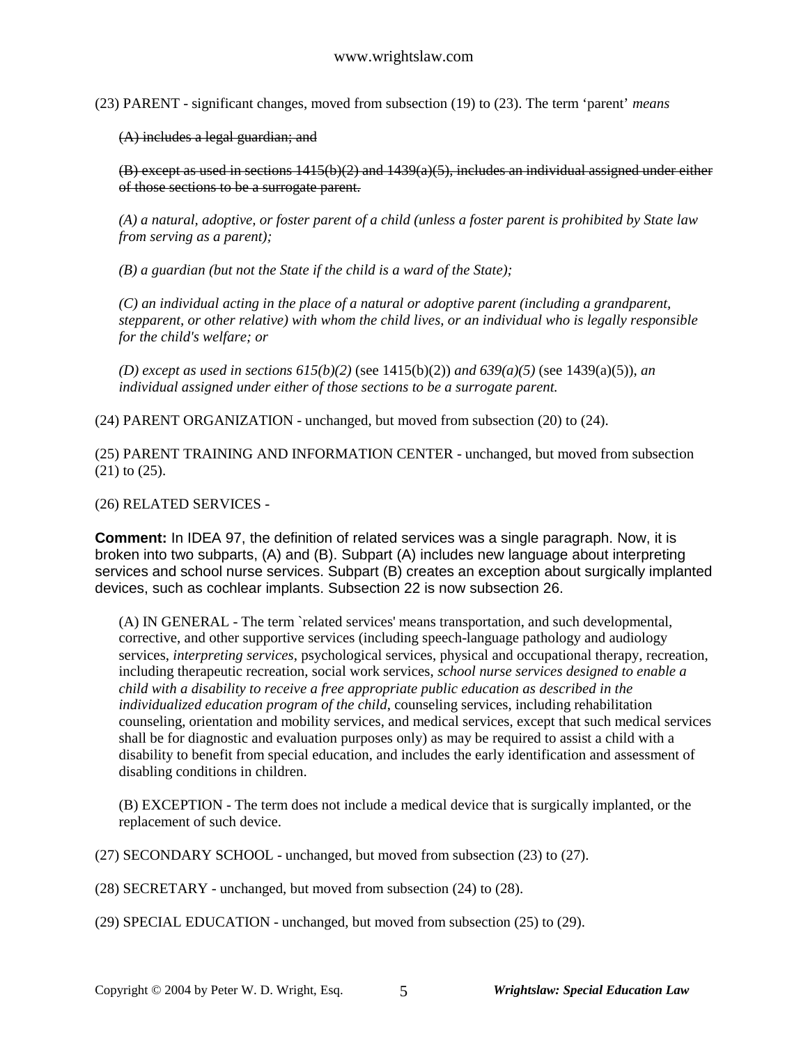(23) PARENT - significant changes, moved from subsection (19) to (23). The term 'parent' *means*

> ~~(A) includes a legal guardian; and~~
>
> ~~(B) except as used in sections 1415(b)(2) and 1439(a)(5), includes an individual assigned under either of those sections to be a surrogate parent.~~
>
> *(A) a natural, adoptive, or foster parent of a child (unless a foster parent is prohibited by State law from serving as a parent);*
>
> *(B) a guardian (but not the State if the child is a ward of the State);*
>
> *(C) an individual acting in the place of a natural or adoptive parent (including a grandparent, stepparent, or other relative) with whom the child lives, or an individual who is legally responsible for the child's welfare; or*
>
> *(D) except as used in sections 615(b)(2)* (see 1415(b)(2)) *and 639(a)(5)* (see 1439(a)(5)), *an individual assigned under either of those sections to be a surrogate parent.*

(24) PARENT ORGANIZATION - unchanged, but moved from subsection (20) to (24).

(25) PARENT TRAINING AND INFORMATION CENTER - unchanged, but moved from subsection (21) to (25).

(26) RELATED SERVICES -

**Comment:** In IDEA 97, the definition of related services was a single paragraph. Now, it is broken into two subparts, (A) and (B). Subpart (A) includes new language about interpreting services and school nurse services. Subpart (B) creates an exception about surgically implanted devices, such as cochlear implants. Subsection 22 is now subsection 26.

> (A) IN GENERAL - The term `related services' means transportation, and such developmental, corrective, and other supportive services (including speech-language pathology and audiology services, *interpreting services*, psychological services, physical and occupational therapy, recreation, including therapeutic recreation, social work services, *school nurse services designed to enable a child with a disability to receive a free appropriate public education as described in the individualized education program of the child*, counseling services, including rehabilitation counseling, orientation and mobility services, and medical services, except that such medical services shall be for diagnostic and evaluation purposes only) as may be required to assist a child with a disability to benefit from special education, and includes the early identification and assessment of disabling conditions in children.
>
> (B) EXCEPTION - The term does not include a medical device that is surgically implanted, or the replacement of such device.

(27) SECONDARY SCHOOL - unchanged, but moved from subsection (23) to (27).

(28) SECRETARY - unchanged, but moved from subsection (24) to (28).

(29) SPECIAL EDUCATION - unchanged, but moved from subsection (25) to (29).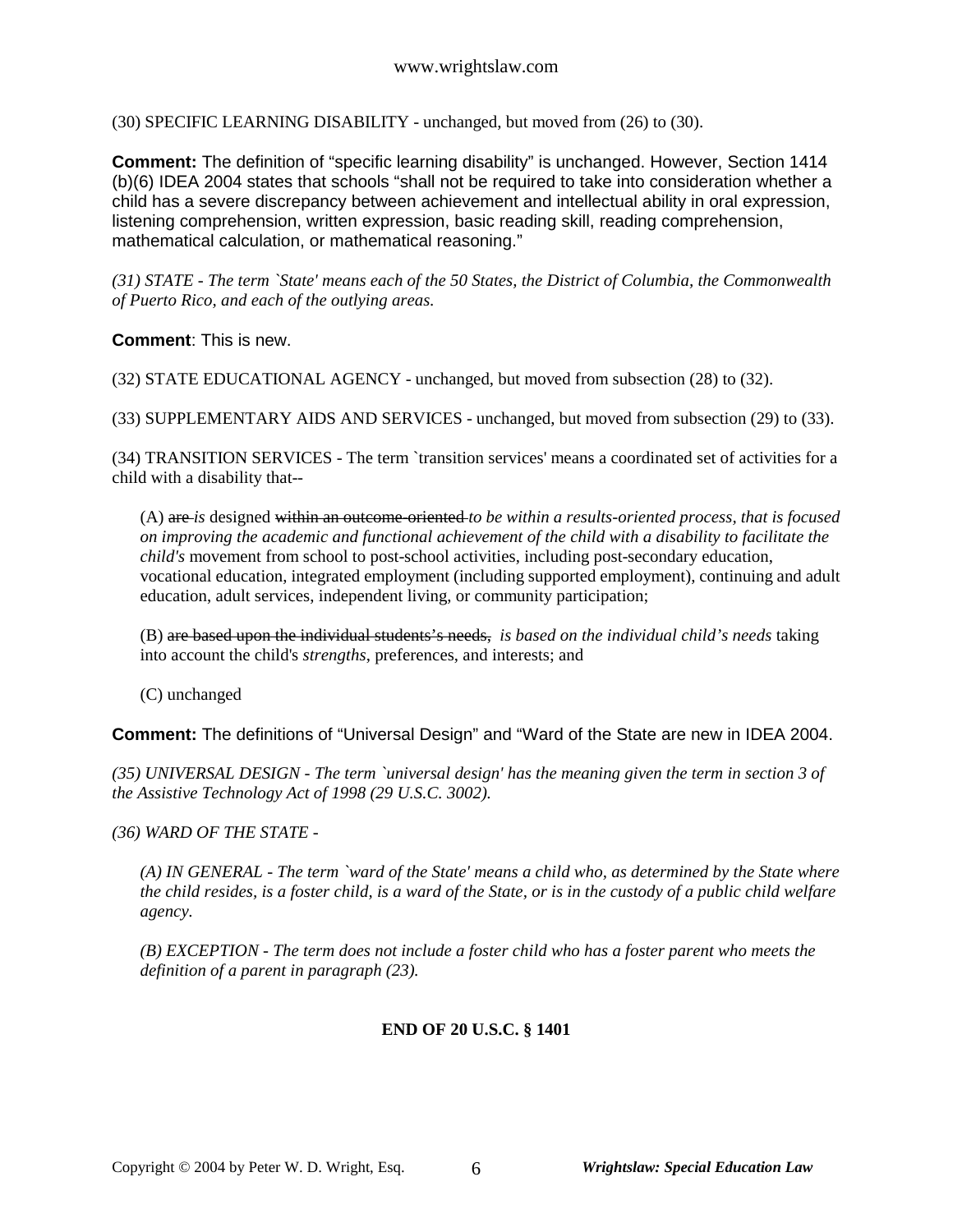(30) SPECIFIC LEARNING DISABILITY - unchanged, but moved from (26) to (30).

**Comment:** The definition of "specific learning disability" is unchanged. However, Section 1414 (b)(6) IDEA 2004 states that schools "shall not be required to take into consideration whether a child has a severe discrepancy between achievement and intellectual ability in oral expression, listening comprehension, written expression, basic reading skill, reading comprehension, mathematical calculation, or mathematical reasoning."

*(31) STATE - The term `State' means each of the 50 States, the District of Columbia, the Commonwealth of Puerto Rico, and each of the outlying areas.*

**Comment**: This is new.

(32) STATE EDUCATIONAL AGENCY - unchanged, but moved from subsection (28) to (32).

(33) SUPPLEMENTARY AIDS AND SERVICES - unchanged, but moved from subsection (29) to (33).

(34) TRANSITION SERVICES - The term `transition services' means a coordinated set of activities for a child with a disability that--

> (A) ~~are~~ *is* designed ~~within an outcome-oriented~~ *to be within a results-oriented process, that is focused on improving the academic and functional achievement of the child with a disability to facilitate the child's* movement from school to post-school activities, including post-secondary education, vocational education, integrated employment (including supported employment), continuing and adult education, adult services, independent living, or community participation;
>
> (B) ~~are based upon the individual students's needs,~~ *is based on the individual child's needs* taking into account the child's *strengths*, preferences, and interests; and
>
> (C) unchanged

**Comment:** The definitions of "Universal Design" and "Ward of the State are new in IDEA 2004.

*(35) UNIVERSAL DESIGN - The term `universal design' has the meaning given the term in section 3 of the Assistive Technology Act of 1998 (29 U.S.C. 3002).*

*(36) WARD OF THE STATE -*

> *(A) IN GENERAL - The term `ward of the State' means a child who, as determined by the State where the child resides, is a foster child, is a ward of the State, or is in the custody of a public child welfare agency.*
>
> *(B) EXCEPTION - The term does not include a foster child who has a foster parent who meets the definition of a parent in paragraph (23).*

**END OF 20 U.S.C. § 1401**